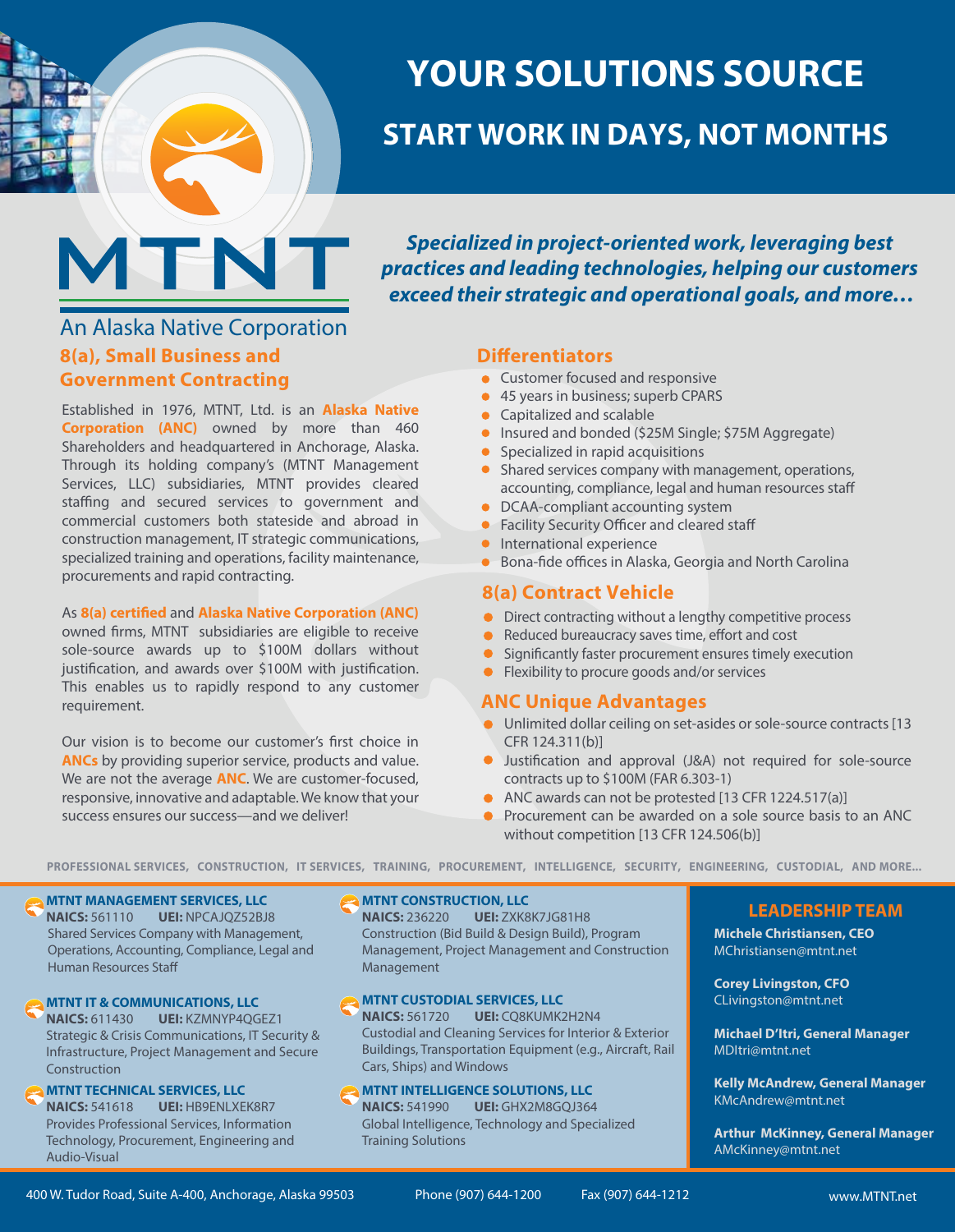# YOUR SOLUTIONS SOURCE

## START WORK IN DAYS, NOT MONTHS

MTNT

An Alaska Native Corporation

***Specialized in project-oriented work, leveraging best practices and leading technologies, helping our customers exceed their strategic and operational goals, and more…***

## 8(a), Small Business and Government Contracting

Established in 1976, MTNT, Ltd. is an **Alaska Native Corporation (ANC)** owned by more than 460 Shareholders and headquartered in Anchorage, Alaska. Through its holding company's (MTNT Management Services, LLC) subsidiaries, MTNT provides cleared staffing and secured services to government and commercial customers both stateside and abroad in construction management, IT strategic communications, specialized training and operations, facility maintenance, procurements and rapid contracting.

As **8(a) certified** and **Alaska Native Corporation (ANC)** owned firms, MTNT subsidiaries are eligible to receive sole-source awards up to $100M dollars without justification, and awards over $100M with justification. This enables us to rapidly respond to any customer requirement.

Our vision is to become our customer's first choice in **ANCs** by providing superior service, products and value. We are not the average **ANC**. We are customer-focused, responsive, innovative and adaptable. We know that your success ensures our success—and we deliver!

## Differentiators

- Customer focused and responsive
- 45 years in business; superb CPARS
- Capitalized and scalable
- Insured and bonded ($25M Single; $75M Aggregate)
- Specialized in rapid acquisitions
- Shared services company with management, operations, accounting, compliance, legal and human resources staff
- DCAA-compliant accounting system
- Facility Security Officer and cleared staff
- International experience
- Bona-fide offices in Alaska, Georgia and North Carolina

## 8(a) Contract Vehicle

- Direct contracting without a lengthy competitive process
- Reduced bureaucracy saves time, effort and cost
- Significantly faster procurement ensures timely execution
- Flexibility to procure goods and/or services

## ANC Unique Advantages

- Unlimited dollar ceiling on set-asides or sole-source contracts [13 CFR 124.311(b)]
- Justification and approval (J&A) not required for sole-source contracts up to $100M (FAR 6.303-1)
- ANC awards can not be protested [13 CFR 1224.517(a)]
- Procurement can be awarded on a sole source basis to an ANC without competition [13 CFR 124.506(b)]

PROFESSIONAL SERVICES, CONSTRUCTION, IT SERVICES, TRAINING, PROCUREMENT, INTELLIGENCE, SECURITY, ENGINEERING, CUSTODIAL, AND MORE...

### MTNT MANAGEMENT SERVICES, LLC

**NAICS:** 561110 **UEI:** NPCAJQZ52BJ8

Shared Services Company with Management, Operations, Accounting, Compliance, Legal and Human Resources Staff

### MTNT IT & COMMUNICATIONS, LLC

**NAICS:** 611430 **UEI:** KZMNYP4QGEZ1

Strategic & Crisis Communications, IT Security & Infrastructure, Project Management and Secure Construction

### MTNT TECHNICAL SERVICES, LLC

**NAICS:** 541618 **UEI:** HB9ENLXEK8R7

Provides Professional Services, Information Technology, Procurement, Engineering and Audio-Visual

### MTNT CONSTRUCTION, LLC

**NAICS:** 236220 **UEI:** ZXK8K7JG81H8

Construction (Bid Build & Design Build), Program Management, Project Management and Construction Management

### MTNT CUSTODIAL SERVICES, LLC

**NAICS:** 561720 **UEI:** CQ8KUMK2H2N4

Custodial and Cleaning Services for Interior & Exterior Buildings, Transportation Equipment (e.g., Aircraft, Rail Cars, Ships) and Windows

### MTNT INTELLIGENCE SOLUTIONS, LLC

**NAICS:** 541990 **UEI:** GHX2M8GQJ364

Global Intelligence, Technology and Specialized Training Solutions

## LEADERSHIP TEAM

**Michele Christiansen, CEO**
MChristiansen@mtnt.net

**Corey Livingston, CFO**
CLivingston@mtnt.net

**Michael D'Itri, General Manager**
MDItri@mtnt.net

**Kelly McAndrew, General Manager**
KMcAndrew@mtnt.net

**Arthur McKinney, General Manager**
AMcKinney@mtnt.net

400 W. Tudor Road, Suite A-400, Anchorage, Alaska 99503 | Phone (907) 644-1200 | Fax (907) 644-1212 | www.MTNT.net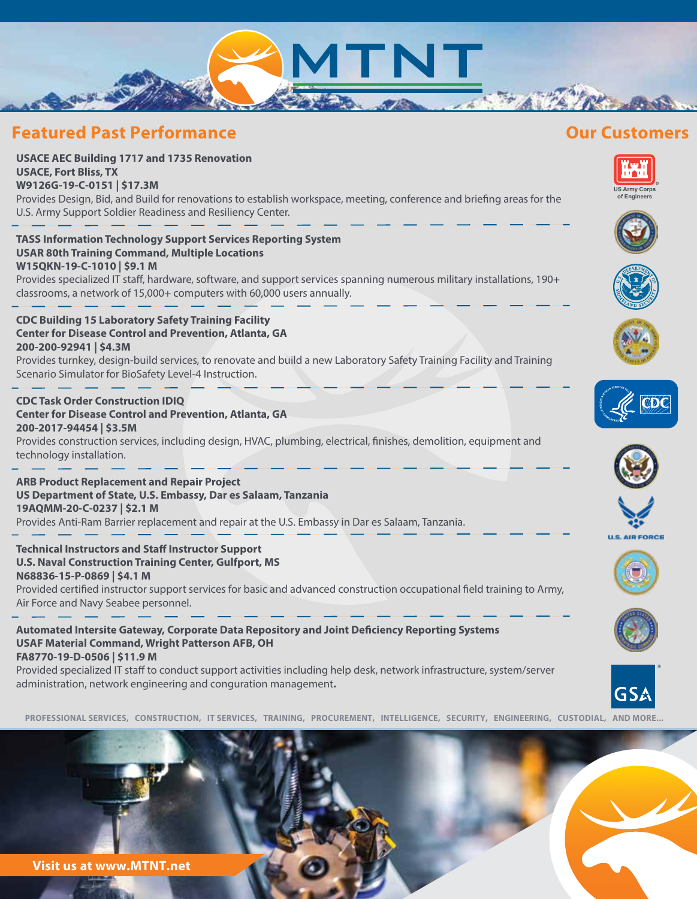# MTNT

## Featured Past Performance

**USACE AEC Building 1717 and 1735 Renovation**
**USACE, Fort Bliss, TX**
**W9126G-19-C-0151 | $17.3M**
Provides Design, Bid, and Build for renovations to establish workspace, meeting, conference and briefing areas for the U.S. Army Support Soldier Readiness and Resiliency Center.

**TASS Information Technology Support Services Reporting System**
**USAR 80th Training Command, Multiple Locations**
**W15QKN-19-C-1010 | $9.1 M**
Provides specialized IT staff, hardware, software, and support services spanning numerous military installations, 190+ classrooms, a network of 15,000+ computers with 60,000 users annually.

**CDC Building 15 Laboratory Safety Training Facility**
**Center for Disease Control and Prevention, Atlanta, GA**
**200-200-92941 | $4.3M**
Provides turnkey, design-build services, to renovate and build a new Laboratory Safety Training Facility and Training Scenario Simulator for BioSafety Level-4 Instruction.

**CDC Task Order Construction IDIQ**
**Center for Disease Control and Prevention, Atlanta, GA**
**200-2017-94454 | $3.5M**
Provides construction services, including design, HVAC, plumbing, electrical, finishes, demolition, equipment and technology installation.

**ARB Product Replacement and Repair Project**
**US Department of State, U.S. Embassy, Dar es Salaam, Tanzania**
**19AQMM-20-C-0237 | $2.1 M**
Provides Anti-Ram Barrier replacement and repair at the U.S. Embassy in Dar es Salaam, Tanzania.

**Technical Instructors and Staff Instructor Support**
**U.S. Naval Construction Training Center, Gulfport, MS**
**N68836-15-P-0869 | $4.1 M**
Provided certified instructor support services for basic and advanced construction occupational field training to Army, Air Force and Navy Seabee personnel.

**Automated Intersite Gateway, Corporate Data Repository and Joint Deficiency Reporting Systems**
**USAF Material Command, Wright Patterson AFB, OH**
**FA8770-19-D-0506 | $11.9 M**
Provided specialized IT staff to conduct support activities including help desk, network infrastructure, system/server administration, network engineering and conguration management**.**

## Our Customers

US Army Corps of Engineers

CDC

U.S. AIR FORCE

GSA

PROFESSIONAL SERVICES, CONSTRUCTION, IT SERVICES, TRAINING, PROCUREMENT, INTELLIGENCE, SECURITY, ENGINEERING, CUSTODIAL, AND MORE...

**Visit us at www.MTNT.net**